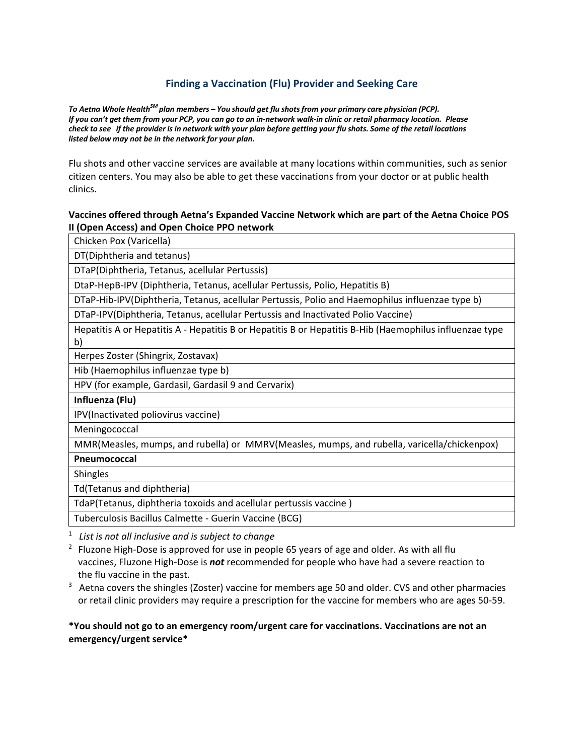## Finding a Vaccination (Flu) Provider and Seeking Care

***To Aetna Whole Health[SM] plan members – You should get flu shots from your primary care physician (PCP). If you can't get them from your PCP, you can go to an in-network walk-in clinic or retail pharmacy location. Please check to see if the provider is in network with your plan before getting your flu shots. Some of the retail locations listed below may not be in the network for your plan.***

Flu shots and other vaccine services are available at many locations within communities, such as senior citizen centers. You may also be able to get these vaccinations from your doctor or at public health clinics.

**Vaccines offered through Aetna's Expanded Vaccine Network which are part of the Aetna Choice POS II (Open Access) and Open Choice PPO network**

| |
|---|
| Chicken Pox (Varicella) |
| DT(Diphtheria and tetanus) |
| DTaP(Diphtheria, Tetanus, acellular Pertussis) |
| DtaP-HepB-IPV (Diphtheria, Tetanus, acellular Pertussis, Polio, Hepatitis B) |
| DTaP-Hib-IPV(Diphtheria, Tetanus, acellular Pertussis, Polio and Haemophilus influenzae type b) |
| DTaP-IPV(Diphtheria, Tetanus, acellular Pertussis and Inactivated Polio Vaccine) |
| Hepatitis A or Hepatitis A - Hepatitis B or Hepatitis B or Hepatitis B-Hib (Haemophilus influenzae type b) |
| Herpes Zoster (Shingrix, Zostavax) |
| Hib (Haemophilus influenzae type b) |
| HPV (for example, Gardasil, Gardasil 9 and Cervarix) |
| **Influenza (Flu)** |
| IPV(Inactivated poliovirus vaccine) |
| Meningococcal |
| MMR(Measles, mumps, and rubella) or MMRV(Measles, mumps, and rubella, varicella/chickenpox) |
| **Pneumococcal** |
| Shingles |
| Td(Tetanus and diphtheria) |
| TdaP(Tetanus, diphtheria toxoids and acellular pertussis vaccine ) |
| Tuberculosis Bacillus Calmette - Guerin Vaccine (BCG) |

[1] *List is not all inclusive and is subject to change*

[2] Fluzone High-Dose is approved for use in people 65 years of age and older. As with all flu vaccines, Fluzone High-Dose is ***not*** recommended for people who have had a severe reaction to the flu vaccine in the past.

[3] Aetna covers the shingles (Zoster) vaccine for members age 50 and older. CVS and other pharmacies or retail clinic providers may require a prescription for the vaccine for members who are ages 50-59.

**\*You should not go to an emergency room/urgent care for vaccinations. Vaccinations are not an emergency/urgent service\***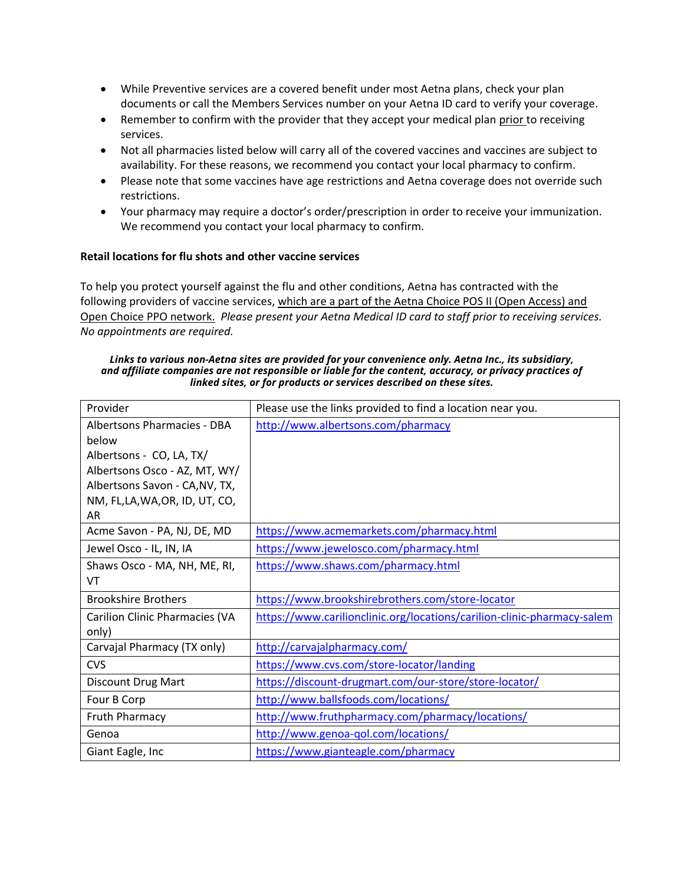- While Preventive services are a covered benefit under most Aetna plans, check your plan documents or call the Members Services number on your Aetna ID card to verify your coverage.
- Remember to confirm with the provider that they accept your medical plan prior to receiving services.
- Not all pharmacies listed below will carry all of the covered vaccines and vaccines are subject to availability. For these reasons, we recommend you contact your local pharmacy to confirm.
- Please note that some vaccines have age restrictions and Aetna coverage does not override such restrictions.
- Your pharmacy may require a doctor's order/prescription in order to receive your immunization. We recommend you contact your local pharmacy to confirm.

**Retail locations for flu shots and other vaccine services**

To help you protect yourself against the flu and other conditions, Aetna has contracted with the following providers of vaccine services, which are a part of the Aetna Choice POS II (Open Access) and Open Choice PPO network. *Please present your Aetna Medical ID card to staff prior to receiving services. No appointments are required.*

***Links to various non-Aetna sites are provided for your convenience only. Aetna Inc., its subsidiary, and affiliate companies are not responsible or liable for the content, accuracy, or privacy practices of linked sites, or for products or services described on these sites.***

| Provider | Please use the links provided to find a location near you. |
| --- | --- |
| Albertsons Pharmacies - DBA below<br>Albertsons - CO, LA, TX/<br>Albertsons Osco - AZ, MT, WY/<br>Albertsons Savon - CA,NV, TX, NM, FL,LA,WA,OR, ID, UT, CO, AR | http://www.albertsons.com/pharmacy |
| Acme Savon - PA, NJ, DE, MD | https://www.acmemarkets.com/pharmacy.html |
| Jewel Osco - IL, IN, IA | https://www.jewelosco.com/pharmacy.html |
| Shaws Osco - MA, NH, ME, RI, VT | https://www.shaws.com/pharmacy.html |
| Brookshire Brothers | https://www.brookshirebrothers.com/store-locator |
| Carilion Clinic Pharmacies (VA only) | https://www.carilionclinic.org/locations/carilion-clinic-pharmacy-salem |
| Carvajal Pharmacy (TX only) | http://carvajalpharmacy.com/ |
| CVS | https://www.cvs.com/store-locator/landing |
| Discount Drug Mart | https://discount-drugmart.com/our-store/store-locator/ |
| Four B Corp | http://www.ballsfoods.com/locations/ |
| Fruth Pharmacy | http://www.fruthpharmacy.com/pharmacy/locations/ |
| Genoa | http://www.genoa-qol.com/locations/ |
| Giant Eagle, Inc | https://www.gianteagle.com/pharmacy |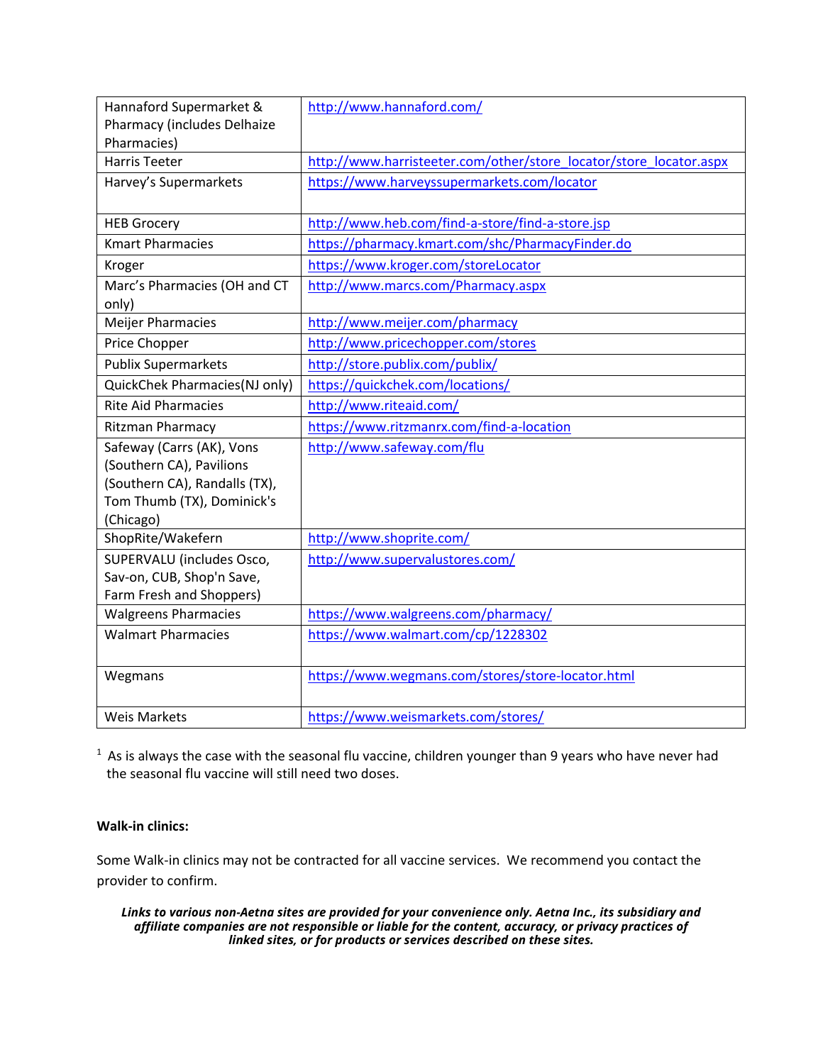| Hannaford Supermarket & Pharmacy (includes Delhaize Pharmacies) | http://www.hannaford.com/ |
|---|---|
| Harris Teeter | http://www.harristeeter.com/other/store_locator/store_locator.aspx |
| Harvey's Supermarkets | https://www.harveyssupermarkets.com/locator |
| HEB Grocery | http://www.heb.com/find-a-store/find-a-store.jsp |
| Kmart Pharmacies | https://pharmacy.kmart.com/shc/PharmacyFinder.do |
| Kroger | https://www.kroger.com/storeLocator |
| Marc's Pharmacies (OH and CT only) | http://www.marcs.com/Pharmacy.aspx |
| Meijer Pharmacies | http://www.meijer.com/pharmacy |
| Price Chopper | http://www.pricechopper.com/stores |
| Publix Supermarkets | http://store.publix.com/publix/ |
| QuickChek Pharmacies(NJ only) | https://quickchek.com/locations/ |
| Rite Aid Pharmacies | http://www.riteaid.com/ |
| Ritzman Pharmacy | https://www.ritzmanrx.com/find-a-location |
| Safeway (Carrs (AK), Vons (Southern CA), Pavilions (Southern CA), Randalls (TX), Tom Thumb (TX), Dominick's (Chicago) | http://www.safeway.com/flu |
| ShopRite/Wakefern | http://www.shoprite.com/ |
| SUPERVALU (includes Osco, Sav-on, CUB, Shop'n Save, Farm Fresh and Shoppers) | http://www.supervalustores.com/ |
| Walgreens Pharmacies | https://www.walgreens.com/pharmacy/ |
| Walmart Pharmacies | https://www.walmart.com/cp/1228302 |
| Wegmans | https://www.wegmans.com/stores/store-locator.html |
| Weis Markets | https://www.weismarkets.com/stores/ |

[1] As is always the case with the seasonal flu vaccine, children younger than 9 years who have never had the seasonal flu vaccine will still need two doses.

**Walk-in clinics:**

Some Walk-in clinics may not be contracted for all vaccine services. We recommend you contact the provider to confirm.

***Links to various non-Aetna sites are provided for your convenience only. Aetna Inc., its subsidiary and affiliate companies are not responsible or liable for the content, accuracy, or privacy practices of linked sites, or for products or services described on these sites.***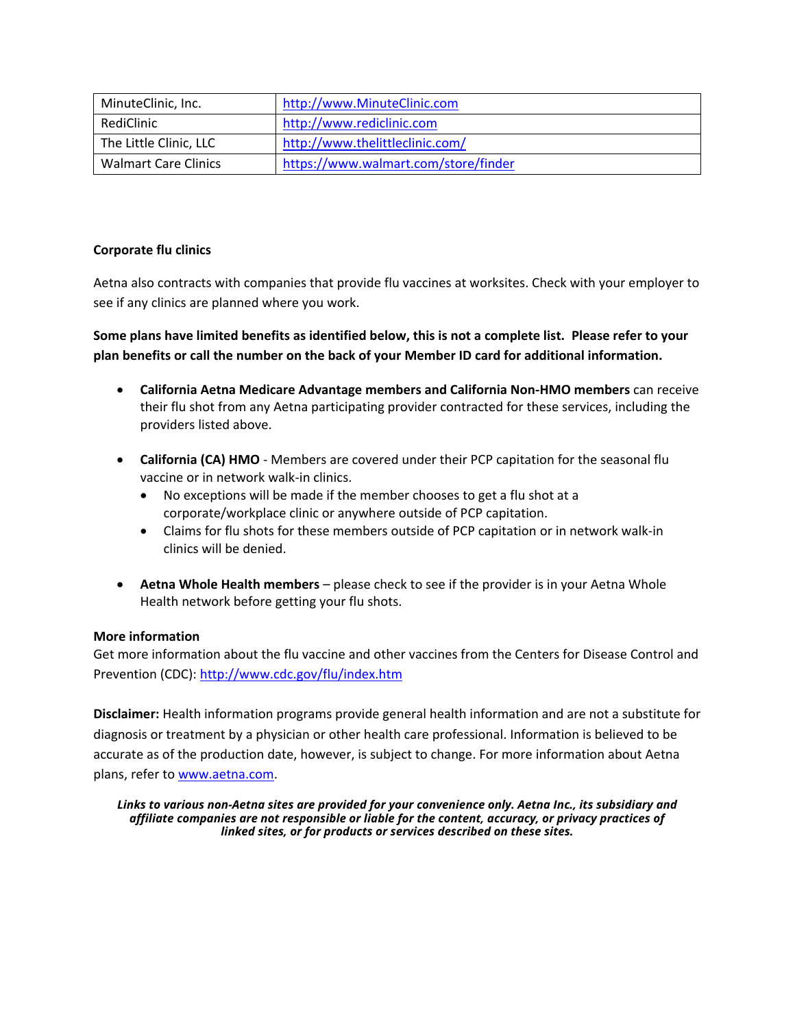| | |
|---|---|
| MinuteClinic, Inc. | http://www.MinuteClinic.com |
| RediClinic | http://www.rediclinic.com |
| The Little Clinic, LLC | http://www.thelittleclinic.com/ |
| Walmart Care Clinics | https://www.walmart.com/store/finder |

**Corporate flu clinics**

Aetna also contracts with companies that provide flu vaccines at worksites. Check with your employer to see if any clinics are planned where you work.

**Some plans have limited benefits as identified below, this is not a complete list. Please refer to your plan benefits or call the number on the back of your Member ID card for additional information.**

- **California Aetna Medicare Advantage members and California Non-HMO members** can receive their flu shot from any Aetna participating provider contracted for these services, including the providers listed above.

- **California (CA) HMO** - Members are covered under their PCP capitation for the seasonal flu vaccine or in network walk-in clinics.
    - No exceptions will be made if the member chooses to get a flu shot at a corporate/workplace clinic or anywhere outside of PCP capitation.
    - Claims for flu shots for these members outside of PCP capitation or in network walk-in clinics will be denied.

- **Aetna Whole Health members** – please check to see if the provider is in your Aetna Whole Health network before getting your flu shots.

**More information**

Get more information about the flu vaccine and other vaccines from the Centers for Disease Control and Prevention (CDC): http://www.cdc.gov/flu/index.htm

**Disclaimer:** Health information programs provide general health information and are not a substitute for diagnosis or treatment by a physician or other health care professional. Information is believed to be accurate as of the production date, however, is subject to change. For more information about Aetna plans, refer to www.aetna.com.

***Links to various non-Aetna sites are provided for your convenience only. Aetna Inc., its subsidiary and affiliate companies are not responsible or liable for the content, accuracy, or privacy practices of linked sites, or for products or services described on these sites.***